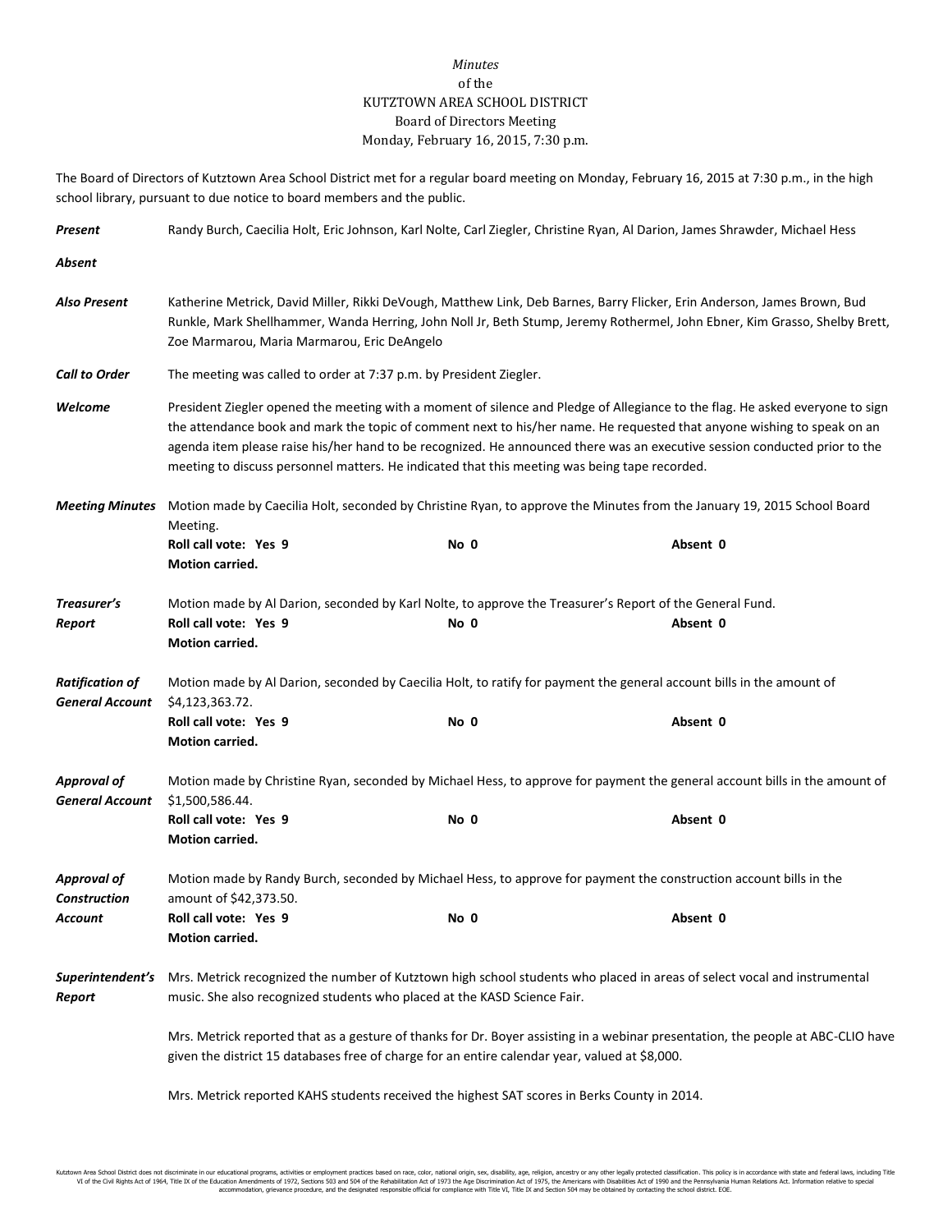*Minutes*
of the
KUTZTOWN AREA SCHOOL DISTRICT
Board of Directors Meeting
Monday, February 16, 2015, 7:30 p.m.

The Board of Directors of Kutztown Area School District met for a regular board meeting on Monday, February 16, 2015 at 7:30 p.m., in the high school library, pursuant to due notice to board members and the public.

***Present*** Randy Burch, Caecilia Holt, Eric Johnson, Karl Nolte, Carl Ziegler, Christine Ryan, Al Darion, James Shrawder, Michael Hess

***Absent***

***Also Present*** Katherine Metrick, David Miller, Rikki DeVough, Matthew Link, Deb Barnes, Barry Flicker, Erin Anderson, James Brown, Bud Runkle, Mark Shellhammer, Wanda Herring, John Noll Jr, Beth Stump, Jeremy Rothermel, John Ebner, Kim Grasso, Shelby Brett, Zoe Marmarou, Maria Marmarou, Eric DeAngelo

***Call to Order*** The meeting was called to order at 7:37 p.m. by President Ziegler.

***Welcome*** President Ziegler opened the meeting with a moment of silence and Pledge of Allegiance to the flag. He asked everyone to sign the attendance book and mark the topic of comment next to his/her name. He requested that anyone wishing to speak on an agenda item please raise his/her hand to be recognized. He announced there was an executive session conducted prior to the meeting to discuss personnel matters. He indicated that this meeting was being tape recorded.

***Meeting Minutes*** Motion made by Caecilia Holt, seconded by Christine Ryan, to approve the Minutes from the January 19, 2015 School Board Meeting.
**Roll call vote: Yes 9** **No 0** **Absent 0**
**Motion carried.**

***Treasurer's Report*** Motion made by Al Darion, seconded by Karl Nolte, to approve the Treasurer's Report of the General Fund.
**Roll call vote: Yes 9** **No 0** **Absent 0**
**Motion carried.**

***Ratification of General Account*** Motion made by Al Darion, seconded by Caecilia Holt, to ratify for payment the general account bills in the amount of $4,123,363.72.
**Roll call vote: Yes 9** **No 0** **Absent 0**
**Motion carried.**

***Approval of General Account*** Motion made by Christine Ryan, seconded by Michael Hess, to approve for payment the general account bills in the amount of $1,500,586.44.
**Roll call vote: Yes 9** **No 0** **Absent 0**
**Motion carried.**

***Approval of Construction Account*** Motion made by Randy Burch, seconded by Michael Hess, to approve for payment the construction account bills in the amount of $42,373.50.
**Roll call vote: Yes 9** **No 0** **Absent 0**
**Motion carried.**

***Superintendent's Report*** Mrs. Metrick recognized the number of Kutztown high school students who placed in areas of select vocal and instrumental music. She also recognized students who placed at the KASD Science Fair.

Mrs. Metrick reported that as a gesture of thanks for Dr. Boyer assisting in a webinar presentation, the people at ABC-CLIO have given the district 15 databases free of charge for an entire calendar year, valued at $8,000.

Mrs. Metrick reported KAHS students received the highest SAT scores in Berks County in 2014.

Kutztown Area School District does not discriminate in our educational programs, activities or employment practices based on race, color, national origin, sex, disability, age, religion, ancestry or any other legally protected classification. This policy is in accordance with state and federal laws, including Title VI of the Civil Rights Act of 1964, Title IX of the Education Amendments of 1972, Sections 503 and 504 of the Rehabilitation Act of 1973 the Age Discrimination Act of 1975, the Americans with Disabilities Act of 1990 and the Pennsylvania Human Relations Act. Information relative to special accommodation, grievance procedure, and the designated responsible official for compliance with Title VI, Title IX and Section 504 may be obtained by contacting the school district. EOE.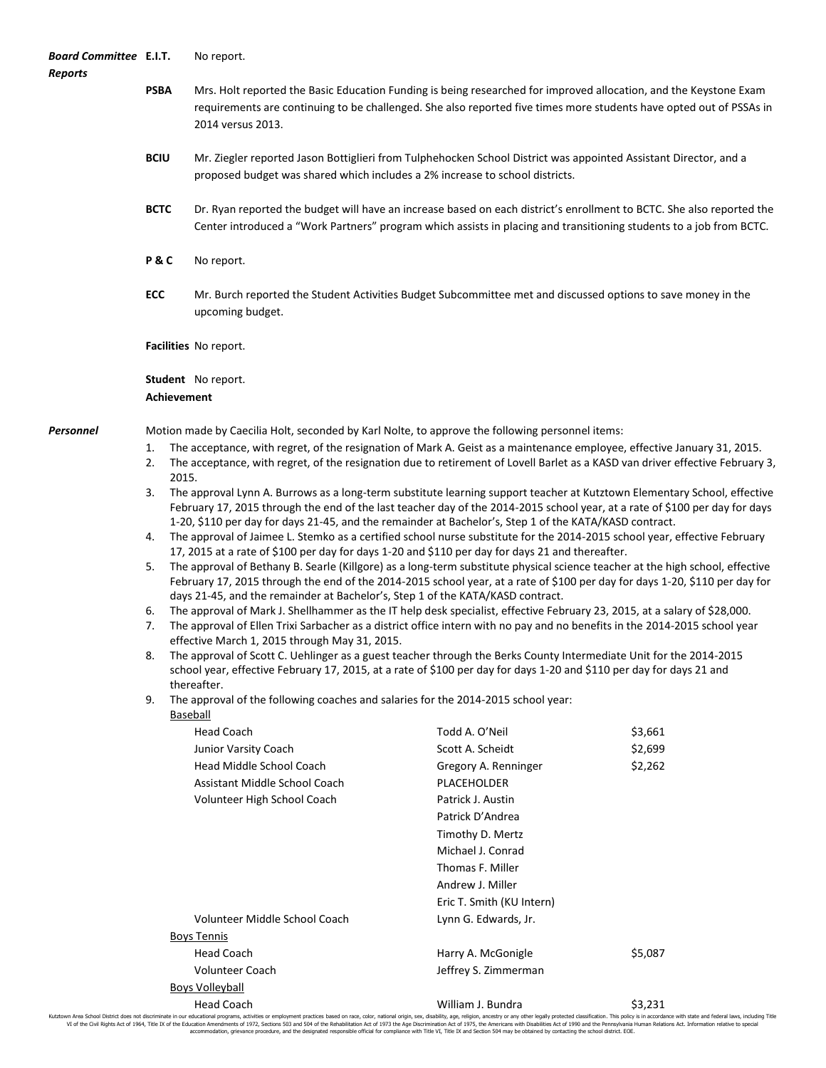***Board Committee Reports***

**E.I.T.** No report.

**PSBA** Mrs. Holt reported the Basic Education Funding is being researched for improved allocation, and the Keystone Exam requirements are continuing to be challenged. She also reported five times more students have opted out of PSSAs in 2014 versus 2013.

**BCIU** Mr. Ziegler reported Jason Bottiglieri from Tulpehocken School District was appointed Assistant Director, and a proposed budget was shared which includes a 2% increase to school districts.

**BCTC** Dr. Ryan reported the budget will have an increase based on each district's enrollment to BCTC. She also reported the Center introduced a "Work Partners" program which assists in placing and transitioning students to a job from BCTC.

**P & C** No report.

**ECC** Mr. Burch reported the Student Activities Budget Subcommittee met and discussed options to save money in the upcoming budget.

**Facilities** No report.

**Student Achievement** No report.

***Personnel***

Motion made by Caecilia Holt, seconded by Karl Nolte, to approve the following personnel items:

1. The acceptance, with regret, of the resignation of Mark A. Geist as a maintenance employee, effective January 31, 2015.
2. The acceptance, with regret, of the resignation due to retirement of Lovell Barlet as a KASD van driver effective February 3, 2015.
3. The approval Lynn A. Burrows as a long-term substitute learning support teacher at Kutztown Elementary School, effective February 17, 2015 through the end of the last teacher day of the 2014-2015 school year, at a rate of $100 per day for days 1-20, $110 per day for days 21-45, and the remainder at Bachelor's, Step 1 of the KATA/KASD contract.
4. The approval of Jaimee L. Stemko as a certified school nurse substitute for the 2014-2015 school year, effective February 17, 2015 at a rate of $100 per day for days 1-20 and $110 per day for days 21 and thereafter.
5. The approval of Bethany B. Searle (Killgore) as a long-term substitute physical science teacher at the high school, effective February 17, 2015 through the end of the 2014-2015 school year, at a rate of $100 per day for days 1-20, $110 per day for days 21-45, and the remainder at Bachelor's, Step 1 of the KATA/KASD contract.
6. The approval of Mark J. Shellhammer as the IT help desk specialist, effective February 23, 2015, at a salary of $28,000.
7. The approval of Ellen Trixi Sarbacher as a district office intern with no pay and no benefits in the 2014-2015 school year effective March 1, 2015 through May 31, 2015.
8. The approval of Scott C. Uehlinger as a guest teacher through the Berks County Intermediate Unit for the 2014-2015 school year, effective February 17, 2015, at a rate of $100 per day for days 1-20 and $110 per day for days 21 and thereafter.
9. The approval of the following coaches and salaries for the 2014-2015 school year:

| Position | Name | Salary |
|---|---|---|
| <u>Baseball</u> | | |
| Head Coach | Todd A. O'Neil | $3,661 |
| Junior Varsity Coach | Scott A. Scheidt | $2,699 |
| Head Middle School Coach | Gregory A. Renninger | $2,262 |
| Assistant Middle School Coach | PLACEHOLDER | |
| Volunteer High School Coach | Patrick J. Austin | |
| | Patrick D'Andrea | |
| | Timothy D. Mertz | |
| | Michael J. Conrad | |
| | Thomas F. Miller | |
| | Andrew J. Miller | |
| | Eric T. Smith (KU Intern) | |
| Volunteer Middle School Coach | Lynn G. Edwards, Jr. | |
| <u>Boys Tennis</u> | | |
| Head Coach | Harry A. McGonigle | $5,087 |
| Volunteer Coach | Jeffrey S. Zimmerman | |
| <u>Boys Volleyball</u> | | |
| Head Coach | William J. Bundra | $3,231 |

Kutztown Area School District does not discriminate in our educational programs, activities or employment practices based on race, color, national origin, sex, disability, age, religion, ancestry or any other legally protected classification. This policy is in accordance with state and federal laws, including Title VI of the Civil Rights Act of 1964, Title IX of the Education Amendments of 1972, Sections 503 and 504 of the Rehabilitation Act of 1973 the Age Discrimination Act of 1975, the Americans with Disabilities Act of 1990 and the Pennsylvania Human Relations Act. Information relative to special accommodation, grievance procedure, and the designated responsible official for compliance with Title VI, Title IX and Section 504 may be obtained by contacting the school district. EOE.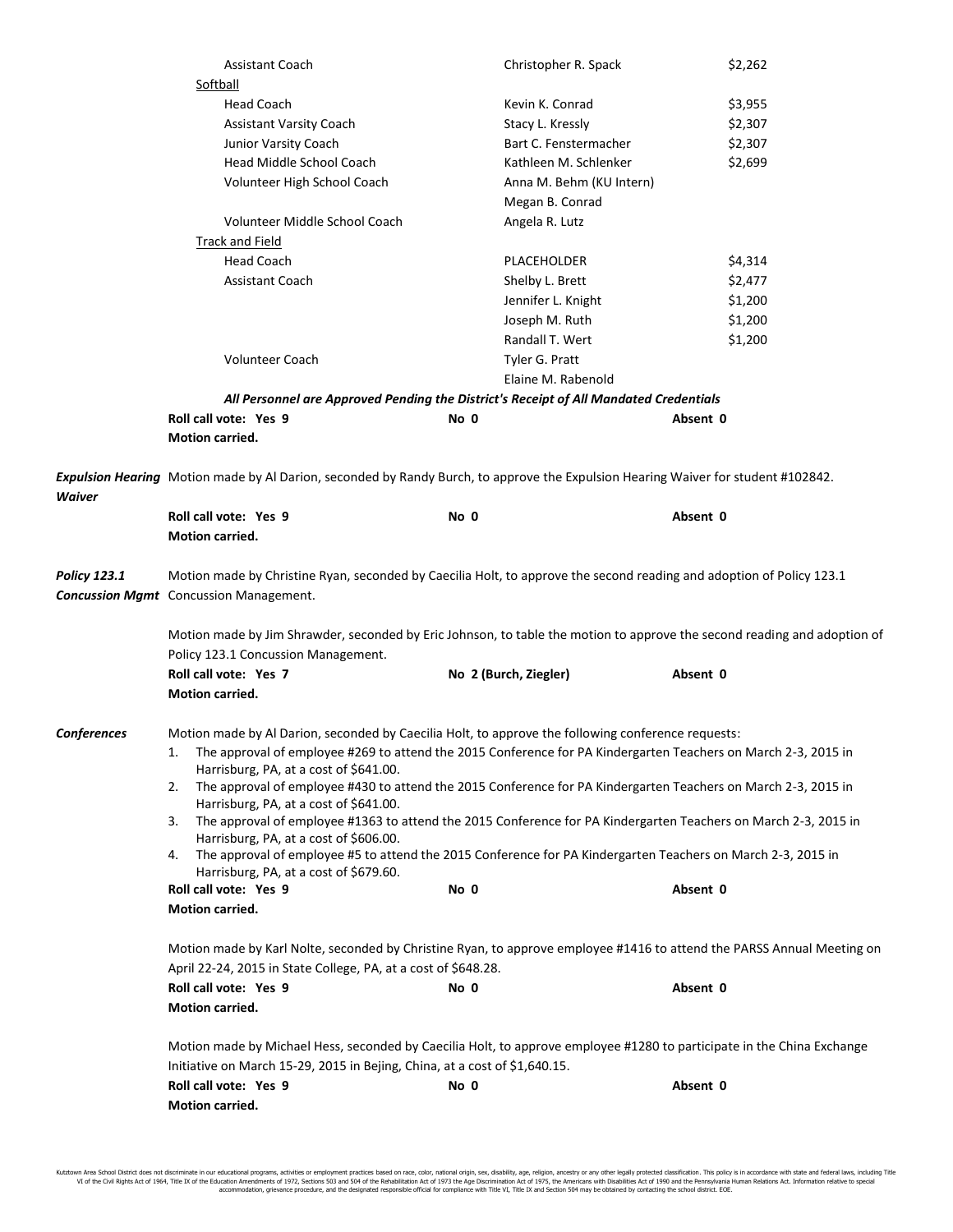| | | |
|---|---|---|
| Assistant Coach | Christopher R. Spack | $2,262 |
| Softball | | |
| Head Coach | Kevin K. Conrad | $3,955 |
| Assistant Varsity Coach | Stacy L. Kressly | $2,307 |
| Junior Varsity Coach | Bart C. Fenstermacher | $2,307 |
| Head Middle School Coach | Kathleen M. Schlenker | $2,699 |
| Volunteer High School Coach | Anna M. Behm (KU Intern) | |
| | Megan B. Conrad | |
| Volunteer Middle School Coach | Angela R. Lutz | |
| Track and Field | | |
| Head Coach | PLACEHOLDER | $4,314 |
| Assistant Coach | Shelby L. Brett | $2,477 |
| | Jennifer L. Knight | $1,200 |
| | Joseph M. Ruth | $1,200 |
| | Randall T. Wert | $1,200 |
| Volunteer Coach | Tyler G. Pratt | |
| | Elaine M. Rabenold | |

***All Personnel are Approved Pending the District's Receipt of All Mandated Credentials***

**Roll call vote: Yes 9 No 0 Absent 0**
**Motion carried.**

***Expulsion Hearing Waiver*** Motion made by Al Darion, seconded by Randy Burch, to approve the Expulsion Hearing Waiver for student #102842.

**Roll call vote: Yes 9 No 0 Absent 0**
**Motion carried.**

***Policy 123.1 Concussion Mgmt*** Motion made by Christine Ryan, seconded by Caecilia Holt, to approve the second reading and adoption of Policy 123.1 Concussion Management.

Motion made by Jim Shrawder, seconded by Eric Johnson, to table the motion to approve the second reading and adoption of Policy 123.1 Concussion Management.

**Roll call vote: Yes 7 No 2 (Burch, Ziegler) Absent 0**
**Motion carried.**

***Conferences*** Motion made by Al Darion, seconded by Caecilia Holt, to approve the following conference requests:

1. The approval of employee #269 to attend the 2015 Conference for PA Kindergarten Teachers on March 2-3, 2015 in Harrisburg, PA, at a cost of $641.00.
2. The approval of employee #430 to attend the 2015 Conference for PA Kindergarten Teachers on March 2-3, 2015 in Harrisburg, PA, at a cost of $641.00.
3. The approval of employee #1363 to attend the 2015 Conference for PA Kindergarten Teachers on March 2-3, 2015 in Harrisburg, PA, at a cost of $606.00.
4. The approval of employee #5 to attend the 2015 Conference for PA Kindergarten Teachers on March 2-3, 2015 in Harrisburg, PA, at a cost of $679.60.

**Roll call vote: Yes 9 No 0 Absent 0**
**Motion carried.**

Motion made by Karl Nolte, seconded by Christine Ryan, to approve employee #1416 to attend the PARSS Annual Meeting on April 22-24, 2015 in State College, PA, at a cost of $648.28.

**Roll call vote: Yes 9 No 0 Absent 0**
**Motion carried.**

Motion made by Michael Hess, seconded by Caecilia Holt, to approve employee #1280 to participate in the China Exchange Initiative on March 15-29, 2015 in Bejing, China, at a cost of $1,640.15.

**Roll call vote: Yes 9 No 0 Absent 0**
**Motion carried.**

Kutztown Area School District does not discriminate in our educational programs, activities or employment practices based on race, color, national origin, sex, disability, age, religion, ancestry or any other legally protected classification. This policy is in accordance with state and federal laws, including Title VI of the Civil Rights Act of 1964, Title IX of the Education Amendments of 1972, Sections 503 and 504 of the Rehabilitation Act of 1973 the Age Discrimination Act of 1975, the Americans with Disabilities Act of 1990 and the Pennsylvania Human Relations Act. Information relative to special accommodation, grievance procedure, and the designated responsible official for compliance with Title VI, Title IX and Section 504 may be obtained by contacting the school district. EOE.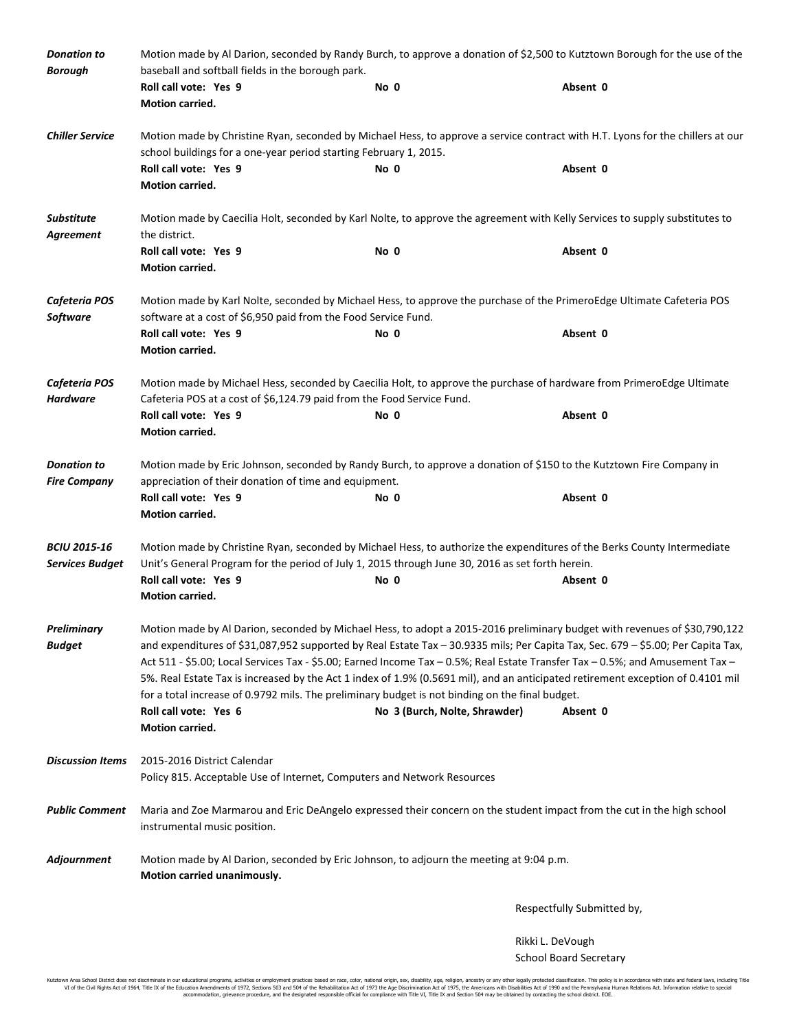***Donation to Borough***

Motion made by Al Darion, seconded by Randy Burch, to approve a donation of $2,500 to Kutztown Borough for the use of the baseball and softball fields in the borough park.

**Roll call vote: Yes 9** | **No 0** | **Absent 0**

**Motion carried.**

***Chiller Service***

Motion made by Christine Ryan, seconded by Michael Hess, to approve a service contract with H.T. Lyons for the chillers at our school buildings for a one-year period starting February 1, 2015.

**Roll call vote: Yes 9** | **No 0** | **Absent 0**

**Motion carried.**

***Substitute Agreement***

Motion made by Caecilia Holt, seconded by Karl Nolte, to approve the agreement with Kelly Services to supply substitutes to the district.

**Roll call vote: Yes 9** | **No 0** | **Absent 0**

**Motion carried.**

***Cafeteria POS Software***

Motion made by Karl Nolte, seconded by Michael Hess, to approve the purchase of the PrimeroEdge Ultimate Cafeteria POS software at a cost of $6,950 paid from the Food Service Fund.

**Roll call vote: Yes 9** | **No 0** | **Absent 0**

**Motion carried.**

***Cafeteria POS Hardware***

Motion made by Michael Hess, seconded by Caecilia Holt, to approve the purchase of hardware from PrimeroEdge Ultimate Cafeteria POS at a cost of $6,124.79 paid from the Food Service Fund.

**Roll call vote: Yes 9** | **No 0** | **Absent 0**

**Motion carried.**

***Donation to Fire Company***

Motion made by Eric Johnson, seconded by Randy Burch, to approve a donation of $150 to the Kutztown Fire Company in appreciation of their donation of time and equipment.

**Roll call vote: Yes 9** | **No 0** | **Absent 0**

**Motion carried.**

***BCIU 2015-16 Services Budget***

Motion made by Christine Ryan, seconded by Michael Hess, to authorize the expenditures of the Berks County Intermediate Unit's General Program for the period of July 1, 2015 through June 30, 2016 as set forth herein.

**Roll call vote: Yes 9** | **No 0** | **Absent 0**

**Motion carried.**

***Preliminary Budget***

Motion made by Al Darion, seconded by Michael Hess, to adopt a 2015-2016 preliminary budget with revenues of $30,790,122 and expenditures of $31,087,952 supported by Real Estate Tax – 30.9335 mils; Per Capita Tax, Sec. 679 – $5.00; Per Capita Tax, Act 511 - $5.00; Local Services Tax - $5.00; Earned Income Tax – 0.5%; Real Estate Transfer Tax – 0.5%; and Amusement Tax – 5%. Real Estate Tax is increased by the Act 1 index of 1.9% (0.5691 mil), and an anticipated retirement exception of 0.4101 mil for a total increase of 0.9792 mils. The preliminary budget is not binding on the final budget.

**Roll call vote: Yes 6** | **No 3 (Burch, Nolte, Shrawder)** | **Absent 0**

**Motion carried.**

***Discussion Items***

2015-2016 District Calendar

Policy 815. Acceptable Use of Internet, Computers and Network Resources

***Public Comment***

Maria and Zoe Marmarou and Eric DeAngelo expressed their concern on the student impact from the cut in the high school instrumental music position.

***Adjournment***

Motion made by Al Darion, seconded by Eric Johnson, to adjourn the meeting at 9:04 p.m.

**Motion carried unanimously.**

Respectfully Submitted by,

Rikki L. DeVough
School Board Secretary

Kutztown Area School District does not discriminate in our educational programs, activities or employment practices based on race, color, national origin, sex, disability, age, religion, ancestry or any other legally protected classification. This policy is in accordance with state and federal laws, including Title VI of the Civil Rights Act of 1964, Title IX of the Education Amendments of 1972, Sections 503 and 504 of the Rehabilitation Act of 1973 the Age Discrimination Act of 1975, the Americans with Disabilities Act of 1990 and the Pennsylvania Human Relations Act. Information relative to special accommodation, grievance procedure, and the designated responsible official for compliance with Title VI, Title IX and Section 504 may be obtained by contacting the school district. EOE.